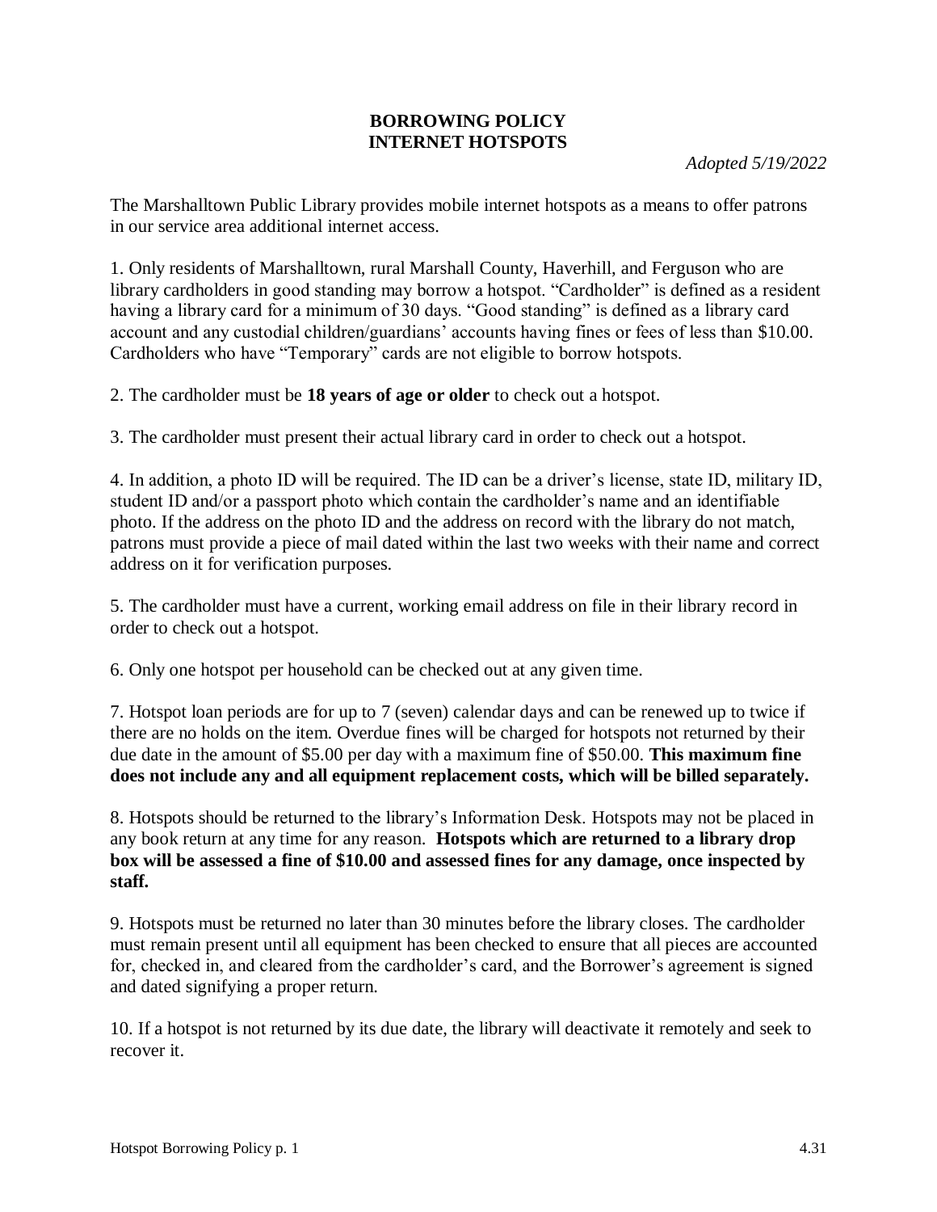# BORROWING POLICY
# INTERNET HOTSPOTS

*Adopted 5/19/2022*

The Marshalltown Public Library provides mobile internet hotspots as a means to offer patrons in our service area additional internet access.

1. Only residents of Marshalltown, rural Marshall County, Haverhill, and Ferguson who are library cardholders in good standing may borrow a hotspot. "Cardholder" is defined as a resident having a library card for a minimum of 30 days. "Good standing" is defined as a library card account and any custodial children/guardians' accounts having fines or fees of less than $10.00. Cardholders who have "Temporary" cards are not eligible to borrow hotspots.

2. The cardholder must be **18 years of age or older** to check out a hotspot.

3. The cardholder must present their actual library card in order to check out a hotspot.

4. In addition, a photo ID will be required. The ID can be a driver's license, state ID, military ID, student ID and/or a passport photo which contain the cardholder's name and an identifiable photo. If the address on the photo ID and the address on record with the library do not match, patrons must provide a piece of mail dated within the last two weeks with their name and correct address on it for verification purposes.

5. The cardholder must have a current, working email address on file in their library record in order to check out a hotspot.

6. Only one hotspot per household can be checked out at any given time.

7. Hotspot loan periods are for up to 7 (seven) calendar days and can be renewed up to twice if there are no holds on the item. Overdue fines will be charged for hotspots not returned by their due date in the amount of $5.00 per day with a maximum fine of $50.00. **This maximum fine does not include any and all equipment replacement costs, which will be billed separately.**

8. Hotspots should be returned to the library's Information Desk. Hotspots may not be placed in any book return at any time for any reason. **Hotspots which are returned to a library drop box will be assessed a fine of $10.00 and assessed fines for any damage, once inspected by staff.**

9. Hotspots must be returned no later than 30 minutes before the library closes. The cardholder must remain present until all equipment has been checked to ensure that all pieces are accounted for, checked in, and cleared from the cardholder's card, and the Borrower's agreement is signed and dated signifying a proper return.

10. If a hotspot is not returned by its due date, the library will deactivate it remotely and seek to recover it.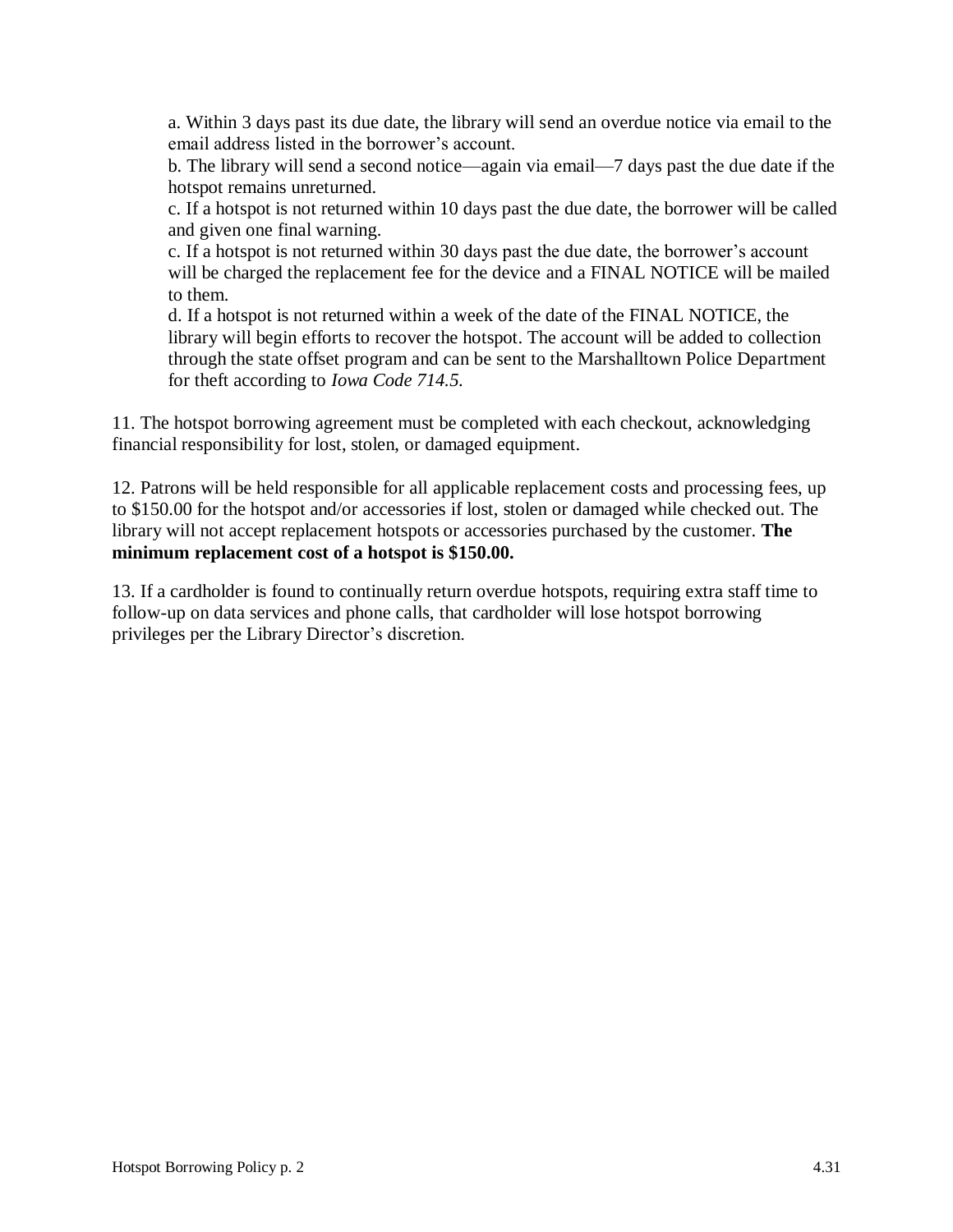a. Within 3 days past its due date, the library will send an overdue notice via email to the email address listed in the borrower's account.
b. The library will send a second notice—again via email—7 days past the due date if the hotspot remains unreturned.
c. If a hotspot is not returned within 10 days past the due date, the borrower will be called and given one final warning.
c. If a hotspot is not returned within 30 days past the due date, the borrower's account will be charged the replacement fee for the device and a FINAL NOTICE will be mailed to them.
d. If a hotspot is not returned within a week of the date of the FINAL NOTICE, the library will begin efforts to recover the hotspot. The account will be added to collection through the state offset program and can be sent to the Marshalltown Police Department for theft according to *Iowa Code 714.5.*

11. The hotspot borrowing agreement must be completed with each checkout, acknowledging financial responsibility for lost, stolen, or damaged equipment.

12. Patrons will be held responsible for all applicable replacement costs and processing fees, up to $150.00 for the hotspot and/or accessories if lost, stolen or damaged while checked out. The library will not accept replacement hotspots or accessories purchased by the customer. **The minimum replacement cost of a hotspot is $150.00.**

13. If a cardholder is found to continually return overdue hotspots, requiring extra staff time to follow-up on data services and phone calls, that cardholder will lose hotspot borrowing privileges per the Library Director's discretion.